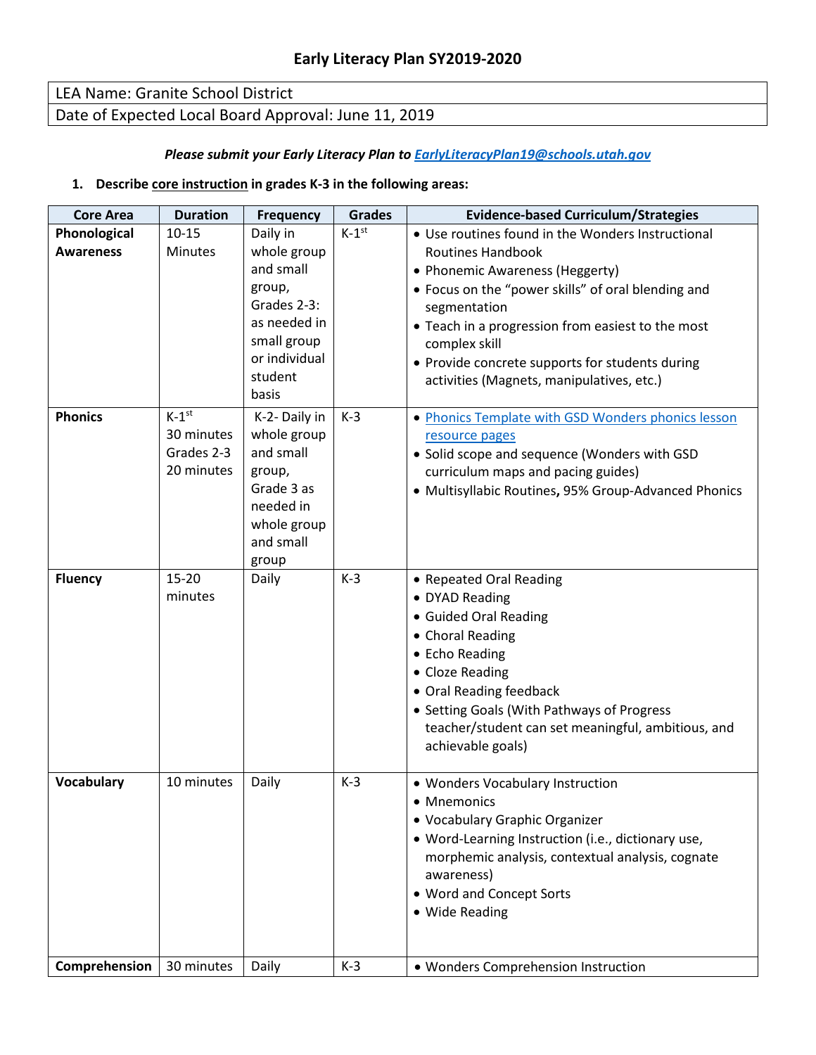# Early Literacy Plan SY2019-2020

| LEA Name: Granite School District |
|---|
| Date of Expected Local Board Approval: June 11, 2019 |

***Please submit your Early Literacy Plan to [EarlyLiteracyPlan19@schools.utah.gov](mailto:EarlyLiteracyPlan19@schools.utah.gov)***

1. **Describe core instruction in grades K-3 in the following areas:**

| Core Area | Duration | Frequency | Grades | Evidence-based Curriculum/Strategies |
|---|---|---|---|---|
| **Phonological Awareness** | 10-15 Minutes | Daily in whole group and small group, Grades 2-3: as needed in small group or individual student basis | K-1st | • Use routines found in the Wonders Instructional Routines Handbook<br>• Phonemic Awareness (Heggerty)<br>• Focus on the "power skills" of oral blending and segmentation<br>• Teach in a progression from easiest to the most complex skill<br>• Provide concrete supports for students during activities (Magnets, manipulatives, etc.) |
| **Phonics** | K-1st 30 minutes Grades 2-3 20 minutes | K-2- Daily in whole group and small group, Grade 3 as needed in whole group and small group | K-3 | • Phonics Template with GSD Wonders phonics lesson resource pages<br>• Solid scope and sequence (Wonders with GSD curriculum maps and pacing guides)<br>• Multisyllabic Routines**,** 95% Group-Advanced Phonics |
| **Fluency** | 15-20 minutes | Daily | K-3 | • Repeated Oral Reading<br>• DYAD Reading<br>• Guided Oral Reading<br>• Choral Reading<br>• Echo Reading<br>• Cloze Reading<br>• Oral Reading feedback<br>• Setting Goals (With Pathways of Progress teacher/student can set meaningful, ambitious, and achievable goals) |
| **Vocabulary** | 10 minutes | Daily | K-3 | • Wonders Vocabulary Instruction<br>• Mnemonics<br>• Vocabulary Graphic Organizer<br>• Word-Learning Instruction (i.e., dictionary use, morphemic analysis, contextual analysis, cognate awareness)<br>• Word and Concept Sorts<br>• Wide Reading |
| **Comprehension** | 30 minutes | Daily | K-3 | • Wonders Comprehension Instruction |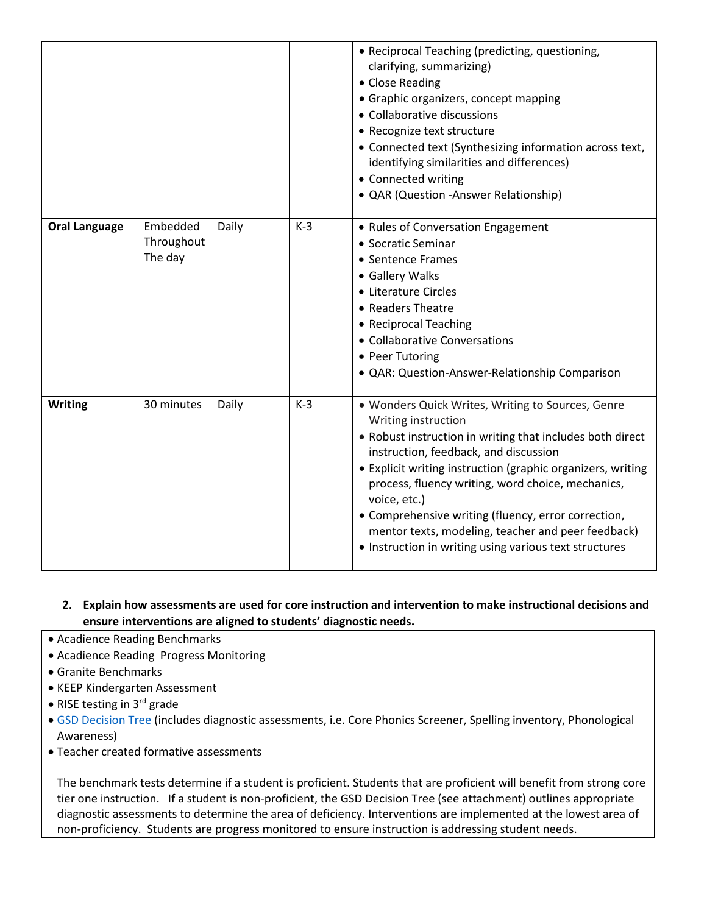|  |  |  |  |  |
| --- | --- | --- | --- | --- |
|  |  |  |  | • Reciprocal Teaching (predicting, questioning, clarifying, summarizing)<br>• Close Reading<br>• Graphic organizers, concept mapping<br>• Collaborative discussions<br>• Recognize text structure<br>• Connected text (Synthesizing information across text, identifying similarities and differences)<br>• Connected writing<br>• QAR (Question -Answer Relationship) |
| **Oral Language** | Embedded Throughout The day | Daily | K-3 | • Rules of Conversation Engagement<br>• Socratic Seminar<br>• Sentence Frames<br>• Gallery Walks<br>• Literature Circles<br>• Readers Theatre<br>• Reciprocal Teaching<br>• Collaborative Conversations<br>• Peer Tutoring<br>• QAR: Question-Answer-Relationship Comparison |
| **Writing** | 30 minutes | Daily | K-3 | • Wonders Quick Writes, Writing to Sources, Genre Writing instruction<br>• Robust instruction in writing that includes both direct instruction, feedback, and discussion<br>• Explicit writing instruction (graphic organizers, writing process, fluency writing, word choice, mechanics, voice, etc.)<br>• Comprehensive writing (fluency, error correction, mentor texts, modeling, teacher and peer feedback)<br>• Instruction in writing using various text structures |

**2. Explain how assessments are used for core instruction and intervention to make instructional decisions and ensure interventions are aligned to students' diagnostic needs.**

- Acadience Reading Benchmarks
- Acadience Reading Progress Monitoring
- Granite Benchmarks
- KEEP Kindergarten Assessment
- RISE testing in 3rd grade
- GSD Decision Tree (includes diagnostic assessments, i.e. Core Phonics Screener, Spelling inventory, Phonological Awareness)
- Teacher created formative assessments

The benchmark tests determine if a student is proficient. Students that are proficient will benefit from strong core tier one instruction. If a student is non-proficient, the GSD Decision Tree (see attachment) outlines appropriate diagnostic assessments to determine the area of deficiency. Interventions are implemented at the lowest area of non-proficiency. Students are progress monitored to ensure instruction is addressing student needs.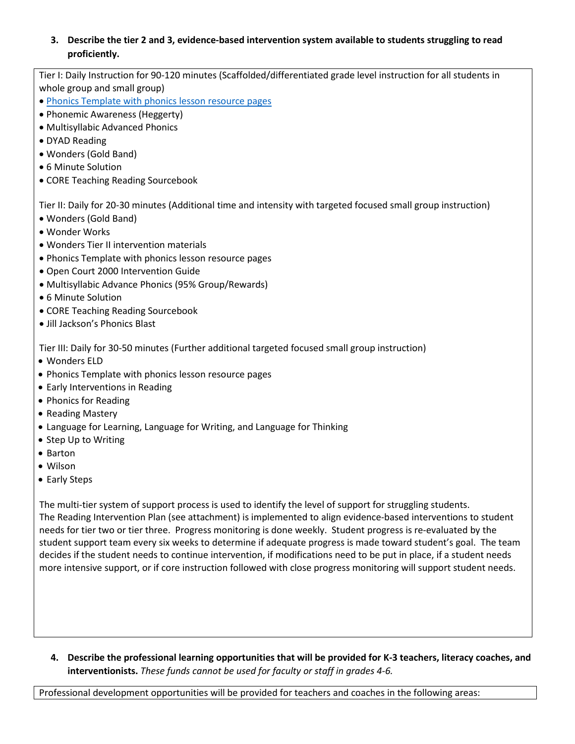3. **Describe the tier 2 and 3, evidence-based intervention system available to students struggling to read proficiently.**

Tier I: Daily Instruction for 90-120 minutes (Scaffolded/differentiated grade level instruction for all students in whole group and small group)

- Phonics Template with phonics lesson resource pages
- Phonemic Awareness (Heggerty)
- Multisyllabic Advanced Phonics
- DYAD Reading
- Wonders (Gold Band)
- 6 Minute Solution
- CORE Teaching Reading Sourcebook

Tier II: Daily for 20-30 minutes (Additional time and intensity with targeted focused small group instruction)

- Wonders (Gold Band)
- Wonder Works
- Wonders Tier II intervention materials
- Phonics Template with phonics lesson resource pages
- Open Court 2000 Intervention Guide
- Multisyllabic Advance Phonics (95% Group/Rewards)
- 6 Minute Solution
- CORE Teaching Reading Sourcebook
- Jill Jackson's Phonics Blast

Tier III: Daily for 30-50 minutes (Further additional targeted focused small group instruction)

- Wonders ELD
- Phonics Template with phonics lesson resource pages
- Early Interventions in Reading
- Phonics for Reading
- Reading Mastery
- Language for Learning, Language for Writing, and Language for Thinking
- Step Up to Writing
- Barton
- Wilson
- Early Steps

The multi-tier system of support process is used to identify the level of support for struggling students. The Reading Intervention Plan (see attachment) is implemented to align evidence-based interventions to student needs for tier two or tier three. Progress monitoring is done weekly. Student progress is re-evaluated by the student support team every six weeks to determine if adequate progress is made toward student's goal. The team decides if the student needs to continue intervention, if modifications need to be put in place, if a student needs more intensive support, or if core instruction followed with close progress monitoring will support student needs.

4. **Describe the professional learning opportunities that will be provided for K-3 teachers, literacy coaches, and interventionists.** *These funds cannot be used for faculty or staff in grades 4-6.*

Professional development opportunities will be provided for teachers and coaches in the following areas: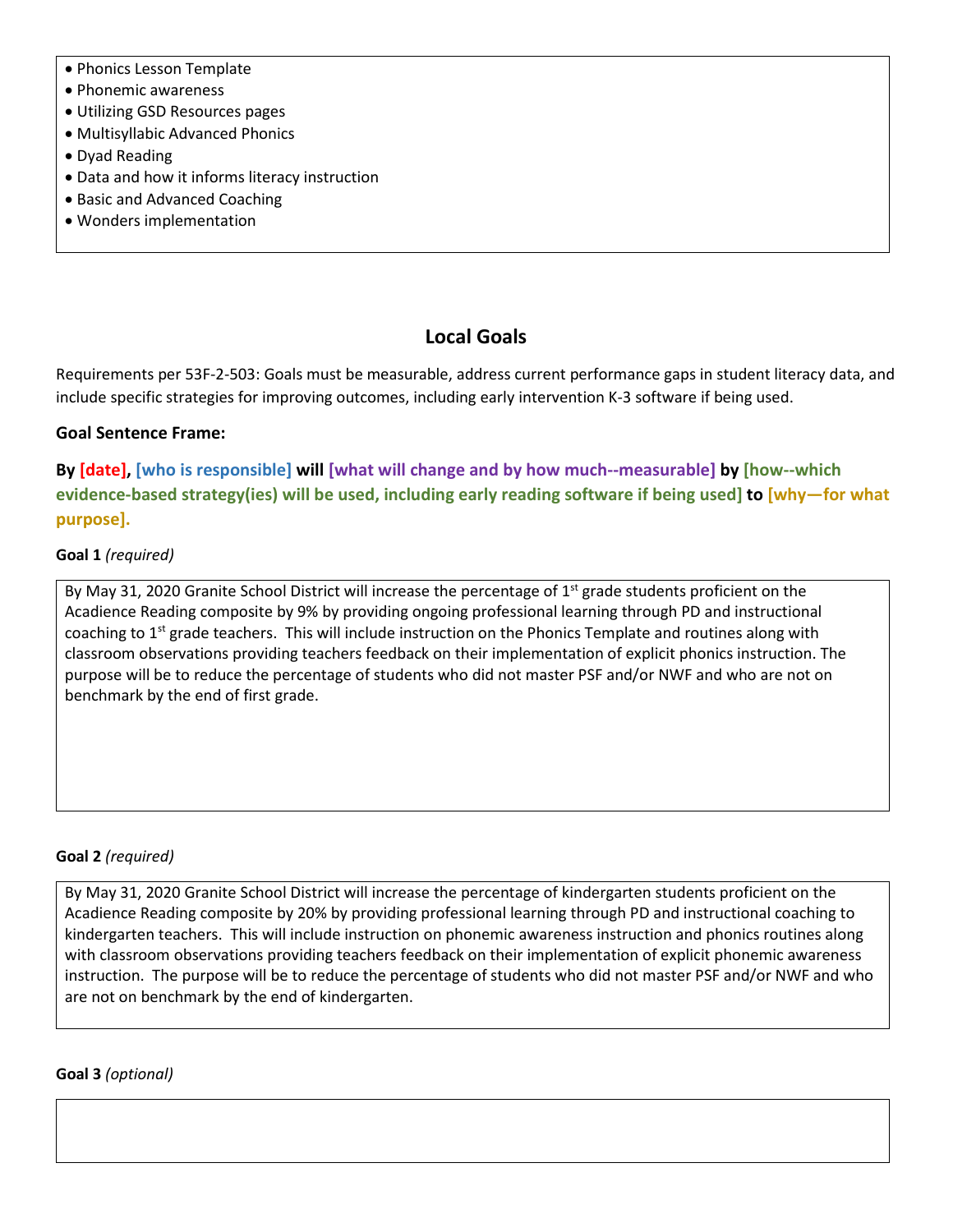- Phonics Lesson Template
- Phonemic awareness
- Utilizing GSD Resources pages
- Multisyllabic Advanced Phonics
- Dyad Reading
- Data and how it informs literacy instruction
- Basic and Advanced Coaching
- Wonders implementation

## Local Goals

Requirements per 53F-2-503: Goals must be measurable, address current performance gaps in student literacy data, and include specific strategies for improving outcomes, including early intervention K-3 software if being used.

### Goal Sentence Frame:

**By [date], [who is responsible] will [what will change and by how much--measurable] by [how--which evidence-based strategy(ies) will be used, including early reading software if being used] to [why—for what purpose].**

**Goal 1** *(required)*

By May 31, 2020 Granite School District will increase the percentage of 1st grade students proficient on the Acadience Reading composite by 9% by providing ongoing professional learning through PD and instructional coaching to 1st grade teachers. This will include instruction on the Phonics Template and routines along with classroom observations providing teachers feedback on their implementation of explicit phonics instruction. The purpose will be to reduce the percentage of students who did not master PSF and/or NWF and who are not on benchmark by the end of first grade.

**Goal 2** *(required)*

By May 31, 2020 Granite School District will increase the percentage of kindergarten students proficient on the Acadience Reading composite by 20% by providing professional learning through PD and instructional coaching to kindergarten teachers. This will include instruction on phonemic awareness instruction and phonics routines along with classroom observations providing teachers feedback on their implementation of explicit phonemic awareness instruction. The purpose will be to reduce the percentage of students who did not master PSF and/or NWF and who are not on benchmark by the end of kindergarten.

**Goal 3** *(optional)*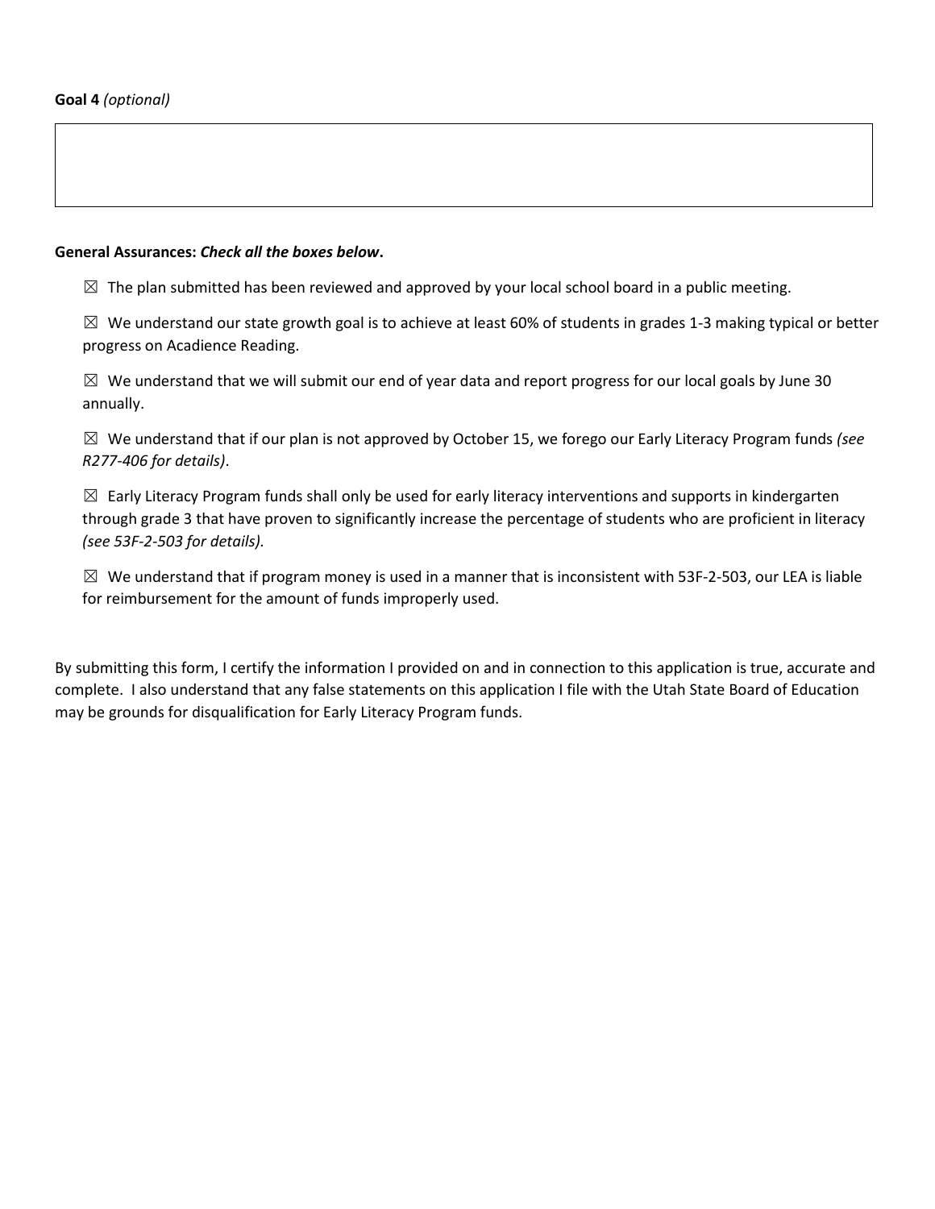**Goal 4** *(optional)*

| |
|---|
| |

**General Assurances:** ***Check all the boxes below*****.**

☒ The plan submitted has been reviewed and approved by your local school board in a public meeting.

☒ We understand our state growth goal is to achieve at least 60% of students in grades 1-3 making typical or better progress on Acadience Reading.

☒ We understand that we will submit our end of year data and report progress for our local goals by June 30 annually.

☒ We understand that if our plan is not approved by October 15, we forego our Early Literacy Program funds *(see R277-406 for details)*.

☒ Early Literacy Program funds shall only be used for early literacy interventions and supports in kindergarten through grade 3 that have proven to significantly increase the percentage of students who are proficient in literacy *(see 53F-2-503 for details).*

☒ We understand that if program money is used in a manner that is inconsistent with 53F-2-503, our LEA is liable for reimbursement for the amount of funds improperly used.

By submitting this form, I certify the information I provided on and in connection to this application is true, accurate and complete. I also understand that any false statements on this application I file with the Utah State Board of Education may be grounds for disqualification for Early Literacy Program funds.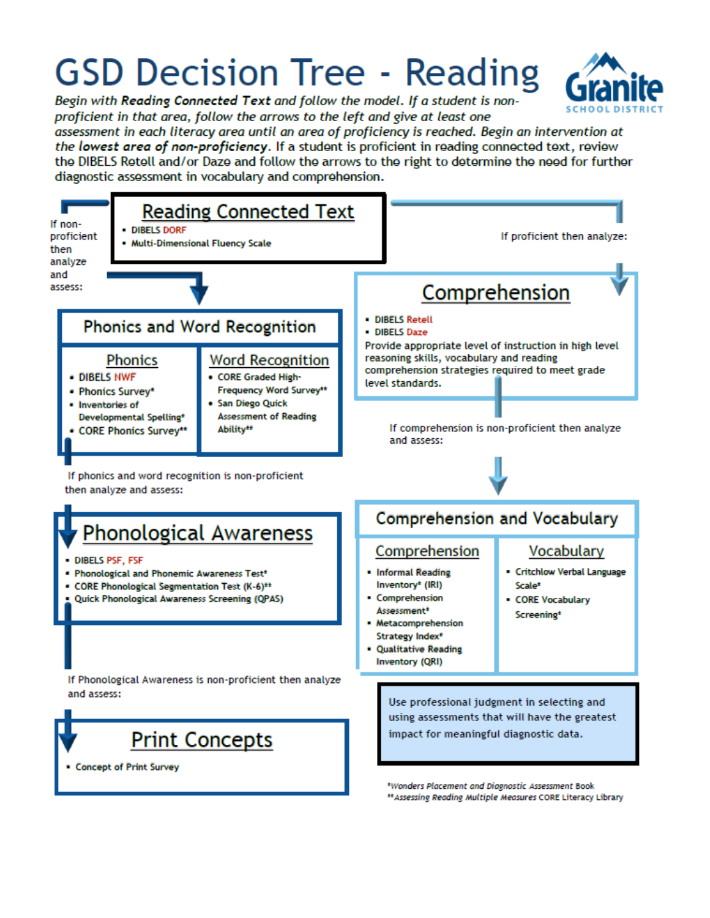# GSD Decision Tree - Reading

*Begin with **Reading Connected Text** and follow the model. If a student is non-proficient in that area, follow the arrows to the left and give at least one assessment in each literacy area until an area of proficiency is reached. Begin an intervention at the **lowest area of non-proficiency**.* If a student is proficient in reading connected text, review the DIBELS Retell and/or Daze and follow the arrows to the right to determine the need for further diagnostic assessment in vocabulary and comprehension.

## Reading Connected Text

- DIBELS DORF
- Multi-Dimensional Fluency Scale

If non-proficient then analyze and assess:

## Phonics and Word Recognition

### Phonics

- DIBELS NWF
- Phonics Survey*
- Inventories of Developmental Spelling*
- CORE Phonics Survey**

### Word Recognition

- CORE Graded High-Frequency Word Survey**
- San Diego Quick Assessment of Reading Ability**

If phonics and word recognition is non-proficient then analyze and assess:

## Phonological Awareness

- DIBELS PSF, FSF
- Phonological and Phonemic Awareness Test*
- CORE Phonological Segmentation Test (K-6)**
- Quick Phonological Awareness Screening (QPAS)

If Phonological Awareness is non-proficient then analyze and assess:

## Print Concepts

- Concept of Print Survey

If proficient then analyze:

## Comprehension

- DIBELS Retell
- DIBELS Daze

Provide appropriate level of instruction in high level reasoning skills, vocabulary and reading comprehension strategies required to meet grade level standards.

If comprehension is non-proficient then analyze and assess:

## Comprehension and Vocabulary

### Comprehension

- Informal Reading Inventory* (IRI)
- Comprehension Assessment*
- Metacomprehension Strategy Index*
- Qualitative Reading Inventory (QRI)

### Vocabulary

- Critchlow Verbal Language Scale*
- CORE Vocabulary Screening*

Use professional judgment in selecting and using assessments that will have the greatest impact for meaningful diagnostic data.

*\*Wonders Placement and Diagnostic Assessment Book*
*\*\*Assessing Reading Multiple Measures CORE Literacy Library*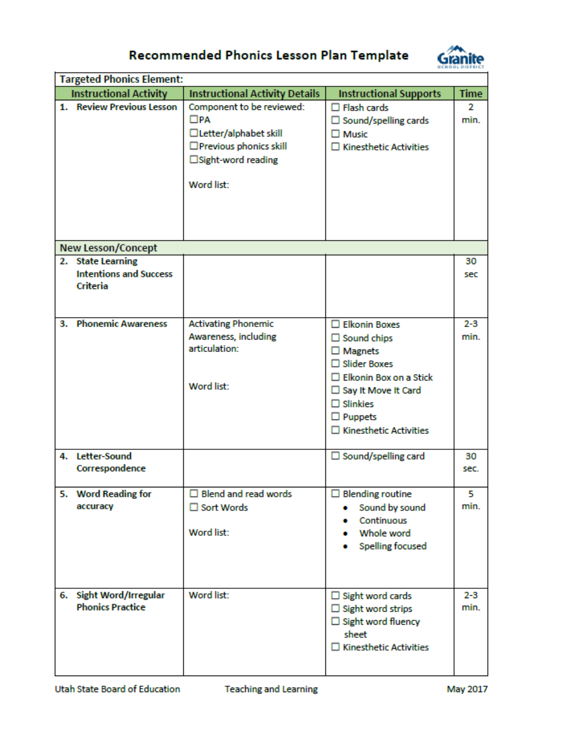# Recommended Phonics Lesson Plan Template

| Targeted Phonics Element: | | | |
|---|---|---|---|
| **Instructional Activity** | **Instructional Activity Details** | **Instructional Supports** | **Time** |
| **1. Review Previous Lesson** | Component to be reviewed:<br>☐PA<br>☐Letter/alphabet skill<br>☐Previous phonics skill<br>☐Sight-word reading<br><br>Word list: | ☐ Flash cards<br>☐ Sound/spelling cards<br>☐ Music<br>☐ Kinesthetic Activities | 2 min. |
| **New Lesson/Concept** | | | |
| **2. State Learning Intentions and Success Criteria** | | | 30 sec |
| **3. Phonemic Awareness** | Activating Phonemic Awareness, including articulation:<br><br>Word list: | ☐ Elkonin Boxes<br>☐ Sound chips<br>☐ Magnets<br>☐ Slider Boxes<br>☐ Elkonin Box on a Stick<br>☐ Say It Move It Card<br>☐ Slinkies<br>☐ Puppets<br>☐ Kinesthetic Activities | 2-3 min. |
| **4. Letter-Sound Correspondence** | | ☐ Sound/spelling card | 30 sec. |
| **5. Word Reading for accuracy** | ☐ Blend and read words<br>☐ Sort Words<br><br>Word list: | ☐ Blending routine<br>• Sound by sound<br>• Continuous<br>• Whole word<br>• Spelling focused | 5 min. |
| **6. Sight Word/Irregular Phonics Practice** | Word list: | ☐ Sight word cards<br>☐ Sight word strips<br>☐ Sight word fluency sheet<br>☐ Kinesthetic Activities | 2-3 min. |

Utah State Board of Education — Teaching and Learning — May 2017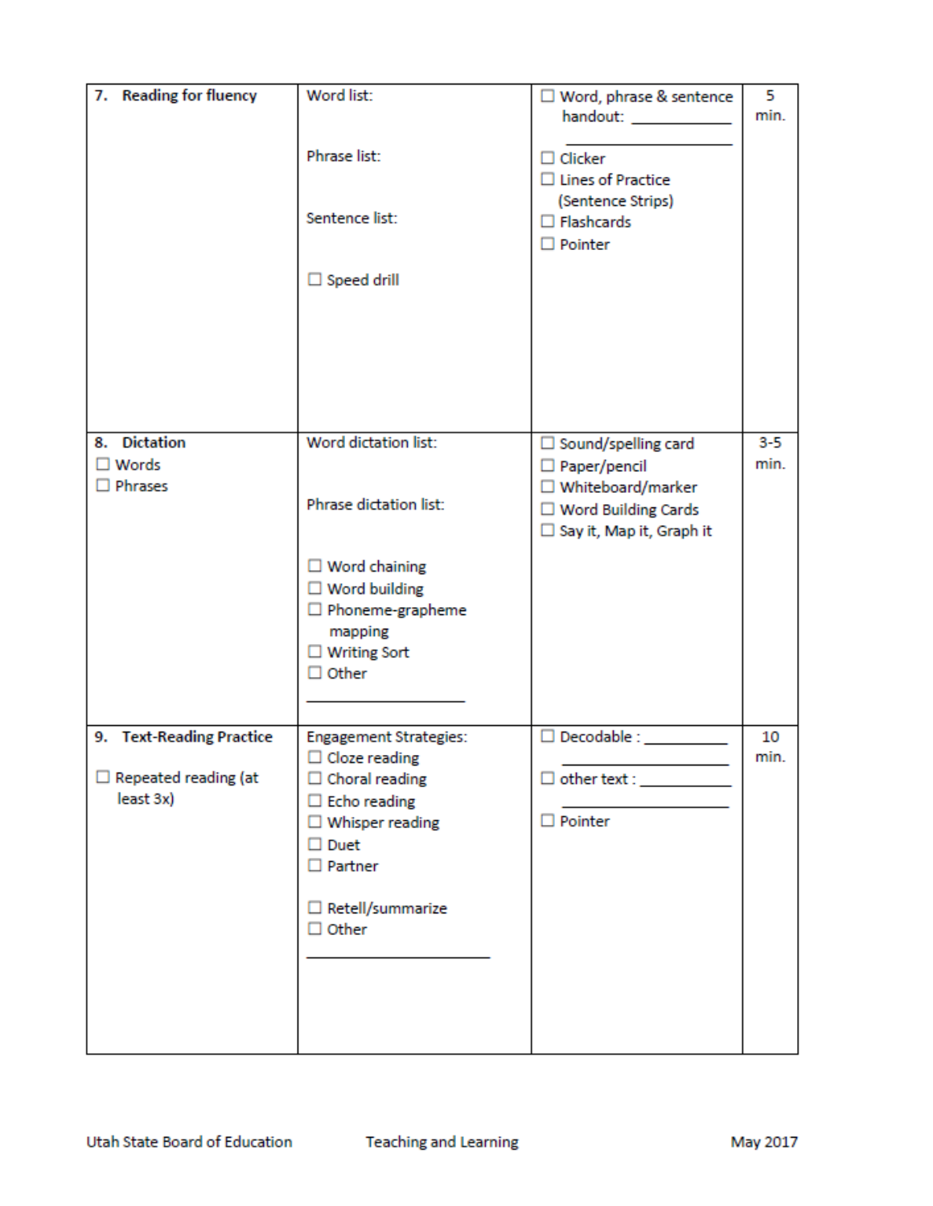| | | | |
|---|---|---|---|
| **7. Reading for fluency** | Word list:<br><br>Phrase list:<br><br>Sentence list:<br><br>☐ Speed drill | ☐ Word, phrase & sentence handout: ____________ ____________<br>☐ Clicker<br>☐ Lines of Practice (Sentence Strips)<br>☐ Flashcards<br>☐ Pointer | 5 min. |
| **8. Dictation**<br>☐ Words<br>☐ Phrases | Word dictation list:<br><br>Phrase dictation list:<br><br>☐ Word chaining<br>☐ Word building<br>☐ Phoneme-grapheme mapping<br>☐ Writing Sort<br>☐ Other ____________ | ☐ Sound/spelling card<br>☐ Paper/pencil<br>☐ Whiteboard/marker<br>☐ Word Building Cards<br>☐ Say it, Map it, Graph it | 3-5 min. |
| **9. Text-Reading Practice**<br><br>☐ Repeated reading (at least 3x) | Engagement Strategies:<br>☐ Cloze reading<br>☐ Choral reading<br>☐ Echo reading<br>☐ Whisper reading<br>☐ Duet<br>☐ Partner<br><br>☐ Retell/summarize<br>☐ Other ____________ | ☐ Decodable : ____________ ____________<br>☐ other text : ____________ ____________<br>☐ Pointer | 10 min. |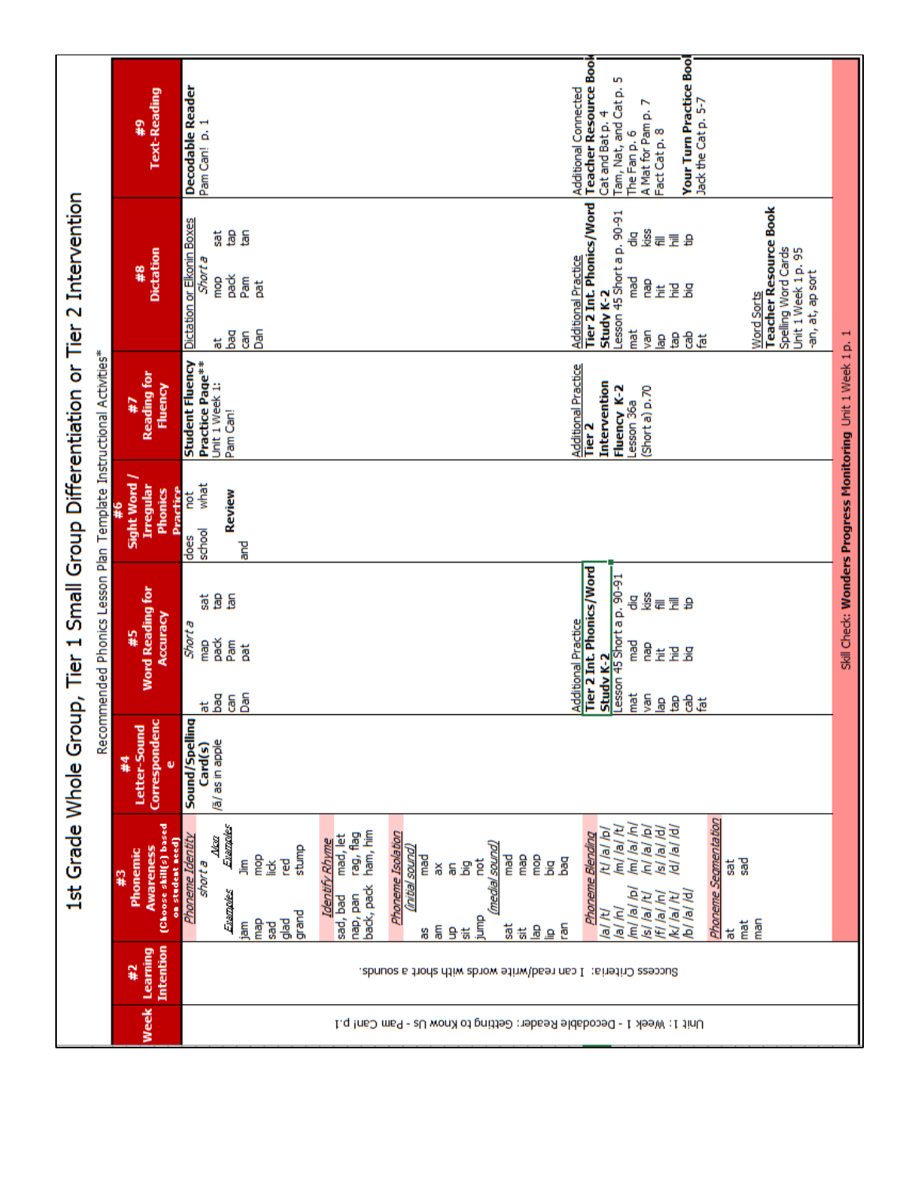# 1st Grade Whole Group, Tier 1 Small Group Differentiation or Tier 2 Intervention

Recommended Phonics Lesson Plan Template Instructional Activities*

| Week | #2 Learning Intention | #3 Phonemic Awareness (Choose skill(s) based on student need) | #4 Letter-Sound Correspondence | #5 Word Reading for Accuracy | #6 Sight Word / Irregular Phonics Practice | #7 Reading for Fluency | #8 Dictation | #9 Text-Reading |
|---|---|---|---|---|---|---|---|---|
| Unit 1: Week 1 - Decodable Reader: Getting to Know Us - Pam Can! p.1 | Success Criteria: I can read/write words with short a sounds. | Phoneme Identity<br>short a — Examples: jam, map, sad, glad, grand; Also Examples: Jim, mop, lick, red, stump<br><br>Identify Rhyme<br>sad, bad — mad, let<br>nap, pan — rag, flag<br>back, pack — ham, him<br><br>Phoneme Isolation<br>(initial sound)<br>as, am, up, sit, jump — mad, ax, an, big, not<br>(medial sound)<br>sat, sit, lap, lip, ran — mad, map, mop, big, bag<br><br>Phoneme Blending<br>/a/ /t/, /a/ /n/, /m/ /a/ /p/, /s/ /a/ /t/, /f/ /a/ /n/, /k/ /a/ /t/, /b/ /a/ /d/ — /t/ /a/ /p/, /m/ /a/ /t/, /m/ /a/ /n/, /n/ /a/ /p/, /s/ /a/ /d/, /d/ /a/ /d/<br><br>Phoneme Segmentation<br>at, mat, man — sat, sad | Sound/Spelling Card(s)<br>/ă/ as in apple | Short a<br>at, bag, can, Dan — map, pack, Pam, pat — sat, tap, tan<br><br>Additional Practice<br>**Tier 2 Int. Phonics/Word Study K-2**<br>Lesson 45 Short a p. 90-91<br>mat, van, lap, tap, cab, fat — mad, nap, hit, hid, big — dig, kiss, fill, hill, tip | does, school — not, what<br><br>**Review**<br>and | **Student Fluency Practice Page****<br>Unit 1 Week 1: Pam Can!<br><br>Additional Practice<br>**Tier 2 Intervention Fluency K-2**<br>Lesson 36a (Short a) p.70 | Dictation or Elkonin Boxes<br>Short a<br>at, bag, can, Dan — mop, pack, Pam, pat — sat, tap, tan<br><br>Additional Practice<br>**Tier 2 Int. Phonics/Word Study K-2**<br>Lesson 45 Short a p. 90-91<br>mat, van, lap, tap, cab, fat — mad, nap, hit, hid, big — dig, kiss, fill, hill, tip<br><br>Word Sorts<br>**Teacher Resource Book**<br>Spelling Word Cards<br>Unit 1 Week 1 p. 95<br>-an, at, ap sort | **Decodable Reader**<br>Pam Can! p. 1<br><br>Additional Connected<br>**Teacher Resource Book**<br>Cat and Bat p. 4<br>Tam, Nat, and Cat p. 5<br>The Fan p. 6<br>A Mat for Pam p. 7<br>Fact Cat p. 8<br><br>**Your Turn Practice Book**<br>Jack the Cat p. 5-7 |
| | | Skill Check: **Wonders Progress Monitoring** Unit 1 Week 1 p. 1 | | | | | | |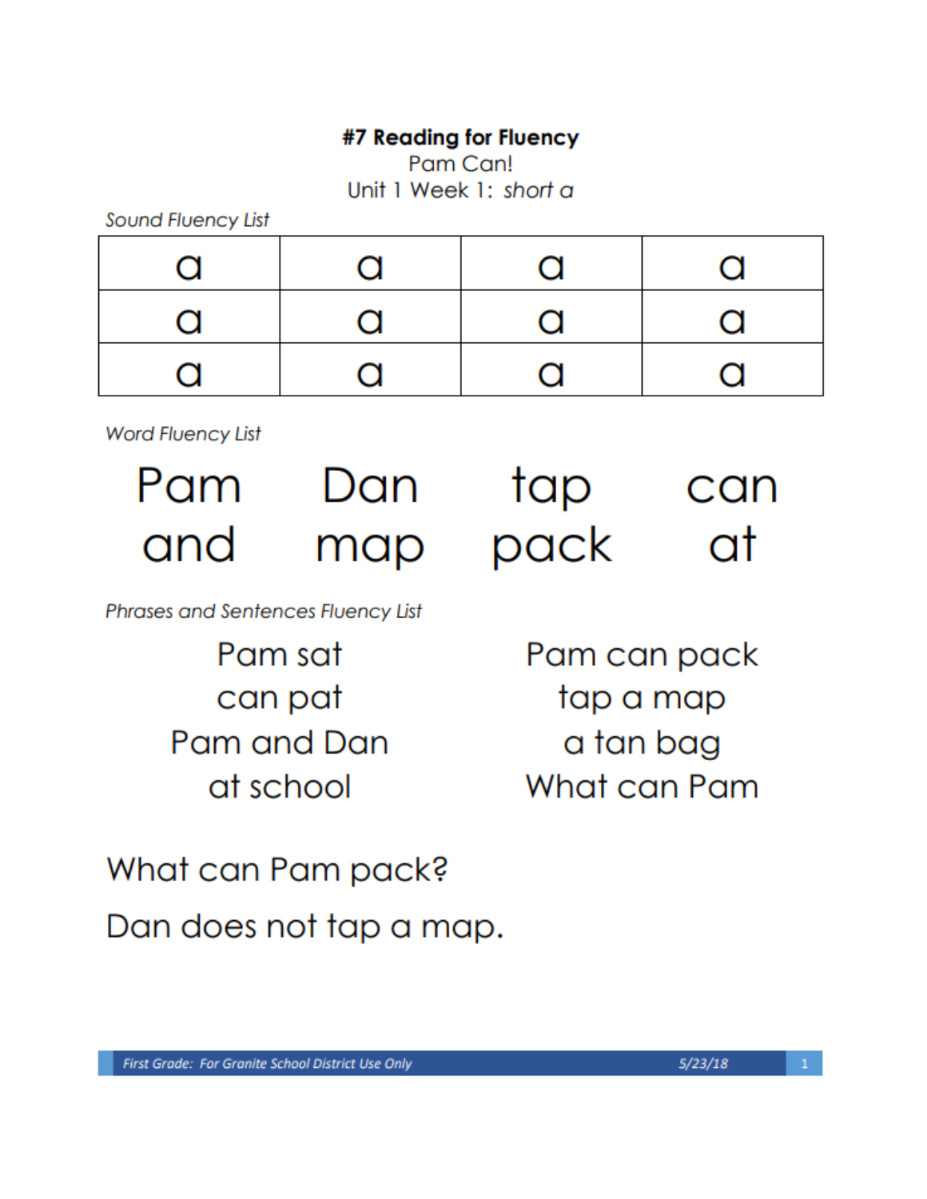# #7 Reading for Fluency

Pam Can!

Unit 1 Week 1: *short a*

*Sound Fluency List*

| a | a | a | a |
|---|---|---|---|
| a | a | a | a |
| a | a | a | a |

*Word Fluency List*

| Pam | Dan | tap | can |
|---|---|---|---|
| and | map | pack | at |

*Phrases and Sentences Fluency List*

Pam sat

can pat

Pam and Dan

at school

Pam can pack

tap a map

a tan bag

What can Pam

What can Pam pack?

Dan does not tap a map.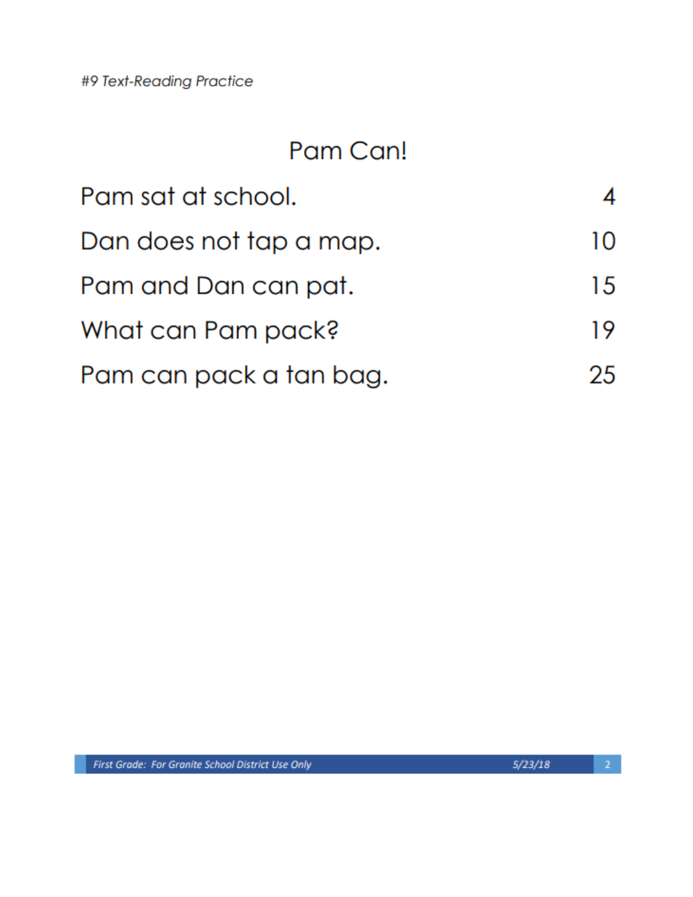#9 Text-Reading Practice

## Pam Can!

| | |
|---|---|
| Pam sat at school. | 4 |
| Dan does not tap a map. | 10 |
| Pam and Dan can pat. | 15 |
| What can Pam pack? | 19 |
| Pam can pack a tan bag. | 25 |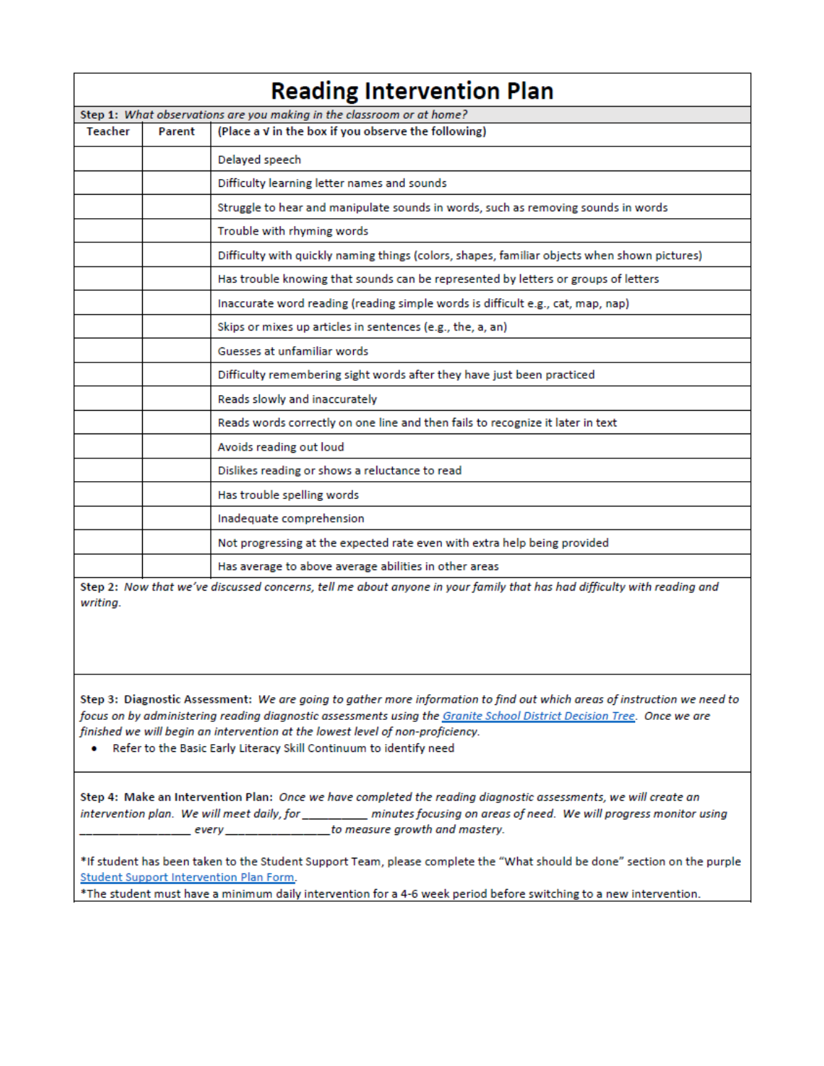# Reading Intervention Plan

**Step 1:** *What observations are you making in the classroom or at home?*

| Teacher | Parent | (Place a √ in the box if you observe the following) |
|---|---|---|
| | | Delayed speech |
| | | Difficulty learning letter names and sounds |
| | | Struggle to hear and manipulate sounds in words, such as removing sounds in words |
| | | Trouble with rhyming words |
| | | Difficulty with quickly naming things (colors, shapes, familiar objects when shown pictures) |
| | | Has trouble knowing that sounds can be represented by letters or groups of letters |
| | | Inaccurate word reading (reading simple words is difficult e.g., cat, map, nap) |
| | | Skips or mixes up articles in sentences (e.g., the, a, an) |
| | | Guesses at unfamiliar words |
| | | Difficulty remembering sight words after they have just been practiced |
| | | Reads slowly and inaccurately |
| | | Reads words correctly on one line and then fails to recognize it later in text |
| | | Avoids reading out loud |
| | | Dislikes reading or shows a reluctance to read |
| | | Has trouble spelling words |
| | | Inadequate comprehension |
| | | Not progressing at the expected rate even with extra help being provided |
| | | Has average to above average abilities in other areas |

**Step 2:** *Now that we've discussed concerns, tell me about anyone in your family that has had difficulty with reading and writing.*

**Step 3: Diagnostic Assessment:** *We are going to gather more information to find out which areas of instruction we need to focus on by administering reading diagnostic assessments using the [Granite School District Decision Tree](). Once we are finished we will begin an intervention at the lowest level of non-proficiency.*

- Refer to the Basic Early Literacy Skill Continuum to identify need

**Step 4: Make an Intervention Plan:** *Once we have completed the reading diagnostic assessments, we will create an intervention plan. We will meet daily, for __________ minutes focusing on areas of need. We will progress monitor using ________________ every ________________ to measure growth and mastery.*

*If student has been taken to the Student Support Team, please complete the "What should be done" section on the purple [Student Support Intervention Plan Form]().

*The student must have a minimum daily intervention for a 4-6 week period before switching to a new intervention.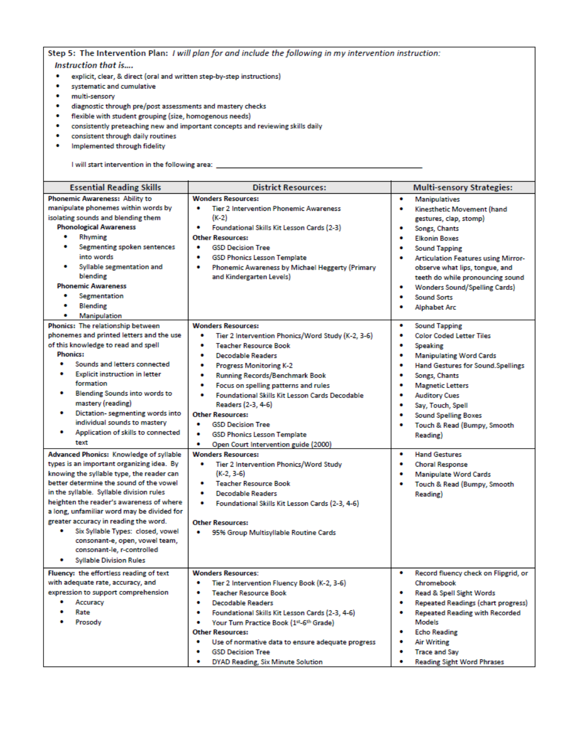**Step 5: The Intervention Plan:** *I will plan for and include the following in my intervention instruction:*

*Instruction that is….*

- explicit, clear, & direct (oral and written step-by-step instructions)
- systematic and cumulative
- multi-sensory
- diagnostic through pre/post assessments and mastery checks
- flexible with student grouping (size, homogenous needs)
- consistently preteaching new and important concepts and reviewing skills daily
- consistent through daily routines
- Implemented through fidelity

I will start intervention in the following area: ______________________________

| Essential Reading Skills | District Resources: | Multi-sensory Strategies: |
|---|---|---|
| **Phonemic Awareness:** Ability to manipulate phonemes within words by isolating sounds and blending them<br>**Phonological Awareness**<br>• Rhyming<br>• Segmenting spoken sentences into words<br>• Syllable segmentation and blending<br>**Phonemic Awareness**<br>• Segmentation<br>• Blending<br>• Manipulation | **Wonders Resources:**<br>• Tier 2 Intervention Phonemic Awareness (K-2)<br>• Foundational Skills Kit Lesson Cards (2-3)<br>**Other Resources:**<br>• GSD Decision Tree<br>• GSD Phonics Lesson Template<br>• Phonemic Awareness by Michael Heggerty (Primary and Kindergarten Levels) | • Manipulatives<br>• Kinesthetic Movement (hand gestures, clap, stomp)<br>• Songs, Chants<br>• Elkonin Boxes<br>• Sound Tapping<br>• Articulation Features using Mirror-observe what lips, tongue, and teeth do while pronouncing sound<br>• Wonders Sound/Spelling Cards)<br>• Sound Sorts<br>• Alphabet Arc |
| **Phonics:** The relationship between phonemes and printed letters and the use of this knowledge to read and spell<br>**Phonics:**<br>• Sounds and letters connected<br>• Explicit instruction in letter formation<br>• Blending Sounds into words to mastery (reading)<br>• Dictation- segmenting words into individual sounds to mastery<br>• Application of skills to connected text | **Wonders Resources:**<br>• Tier 2 Intervention Phonics/Word Study (K-2, 3-6)<br>• Teacher Resource Book<br>• Decodable Readers<br>• Progress Monitoring K-2<br>• Running Records/Benchmark Book<br>• Focus on spelling patterns and rules<br>• Foundational Skills Kit Lesson Cards Decodable Readers (2-3, 4-6)<br>**Other Resources:**<br>• GSD Decision Tree<br>• GSD Phonics Lesson Template<br>• Open Court Intervention guide (2000) | • Sound Tapping<br>• Color Coded Letter Tiles<br>• Speaking<br>• Manipulating Word Cards<br>• Hand Gestures for Sound.Spellings<br>• Songs, Chants<br>• Magnetic Letters<br>• Auditory Cues<br>• Say, Touch, Spell<br>• Sound Spelling Boxes<br>• Touch & Read (Bumpy, Smooth Reading) |
| **Advanced Phonics:** Knowledge of syllable types is an important organizing idea. By knowing the syllable type, the reader can better determine the sound of the vowel in the syllable. Syllable division rules heighten the reader's awareness of where a long, unfamiliar word may be divided for greater accuracy in reading the word.<br>• Six Syllable Types: closed, vowel consonant-e, open, vowel team, consonant-le, r-controlled<br>• Syllable Division Rules | **Wonders Resources:**<br>• Tier 2 Intervention Phonics/Word Study (K-2, 3-6)<br>• Teacher Resource Book<br>• Decodable Readers<br>• Foundational Skills Kit Lesson Cards (2-3, 4-6)<br>**Other Resources:**<br>• 95% Group Multisyllable Routine Cards | • Hand Gestures<br>• Choral Response<br>• Manipulate Word Cards<br>• Touch & Read (Bumpy, Smooth Reading) |
| **Fluency:** the effortless reading of text with adequate rate, accuracy, and expression to support comprehension<br>• Accuracy<br>• Rate<br>• Prosody | **Wonders Resources:**<br>• Tier 2 Intervention Fluency Book (K-2, 3-6)<br>• Teacher Resource Book<br>• Decodable Readers<br>• Foundational Skills Kit Lesson Cards (2-3, 4-6)<br>• Your Turn Practice Book (1st-6th Grade)<br>**Other Resources:**<br>• Use of normative data to ensure adequate progress<br>• GSD Decision Tree<br>• DYAD Reading, Six Minute Solution | • Record fluency check on Flipgrid, or Chromebook<br>• Read & Spell Sight Words<br>• Repeated Readings (chart progress)<br>• Repeated Reading with Recorded Models<br>• Echo Reading<br>• Air Writing<br>• Trace and Say<br>• Reading Sight Word Phrases |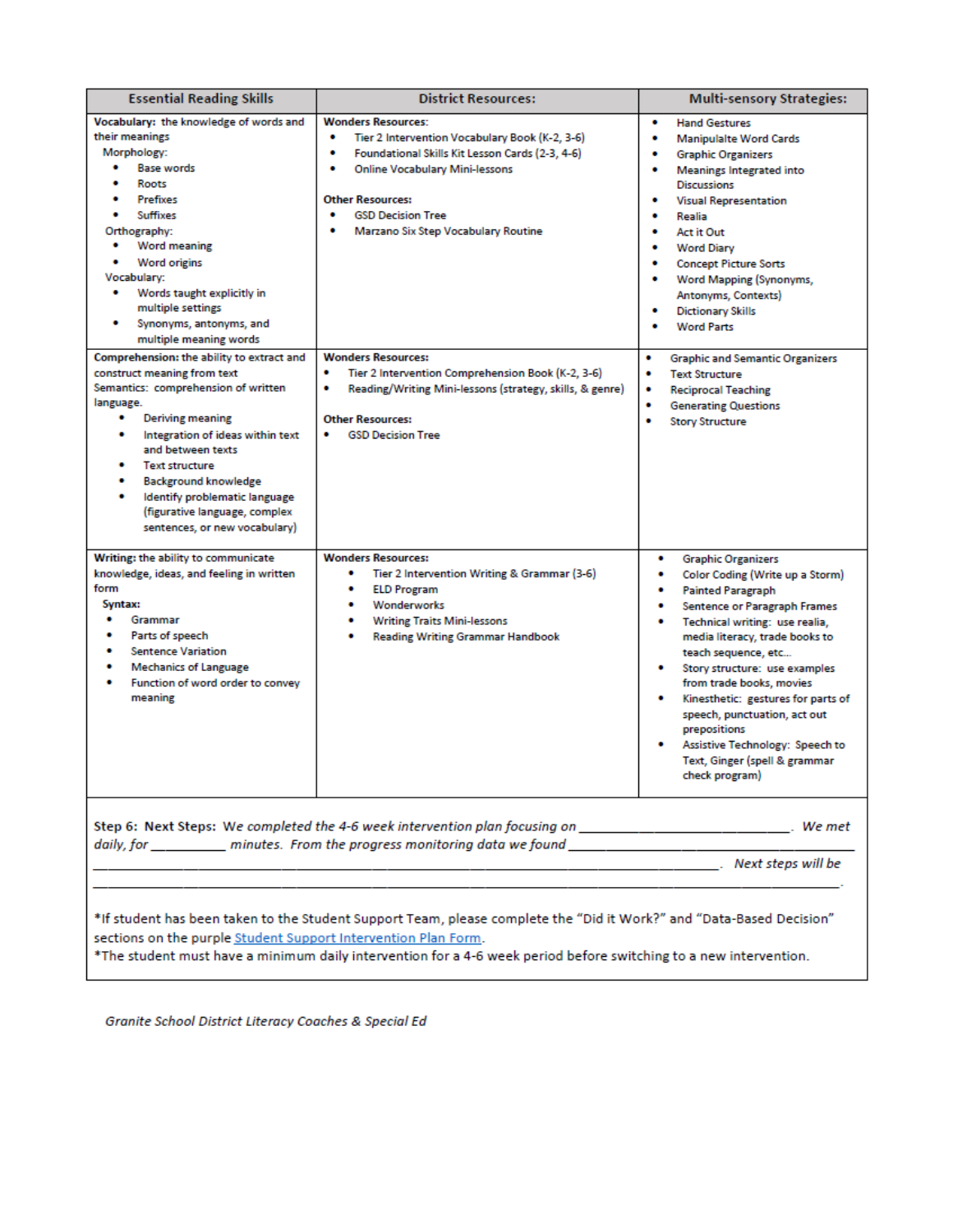| Essential Reading Skills | District Resources: | Multi-sensory Strategies: |
|---|---|---|
| **Vocabulary:** the knowledge of words and their meanings<br>Morphology:<br>• Base words<br>• Roots<br>• Prefixes<br>• Suffixes<br>Orthography:<br>• Word meaning<br>• Word origins<br>Vocabulary:<br>• Words taught explicitly in multiple settings<br>• Synonyms, antonyms, and multiple meaning words | **Wonders Resources:**<br>• Tier 2 Intervention Vocabulary Book (K-2, 3-6)<br>• Foundational Skills Kit Lesson Cards (2-3, 4-6)<br>• Online Vocabulary Mini-lessons<br><br>**Other Resources:**<br>• GSD Decision Tree<br>• Marzano Six Step Vocabulary Routine | • Hand Gestures<br>• Manipulalte Word Cards<br>• Graphic Organizers<br>• Meanings Integrated into Discussions<br>• Visual Representation<br>• Realia<br>• Act it Out<br>• Word Diary<br>• Concept Picture Sorts<br>• Word Mapping (Synonyms, Antonyms, Contexts)<br>• Dictionary Skills<br>• Word Parts |
| **Comprehension:** the ability to extract and construct meaning from text<br>Semantics: comprehension of written language.<br>• Deriving meaning<br>• Integration of ideas within text and between texts<br>• Text structure<br>• Background knowledge<br>• Identify problematic language (figurative language, complex sentences, or new vocabulary) | **Wonders Resources:**<br>• Tier 2 Intervention Comprehension Book (K-2, 3-6)<br>• Reading/Writing Mini-lessons (strategy, skills, & genre)<br><br>**Other Resources:**<br>• GSD Decision Tree | • Graphic and Semantic Organizers<br>• Text Structure<br>• Reciprocal Teaching<br>• Generating Questions<br>• Story Structure |
| **Writing:** the ability to communicate knowledge, ideas, and feeling in written form<br>**Syntax:**<br>• Grammar<br>• Parts of speech<br>• Sentence Variation<br>• Mechanics of Language<br>• Function of word order to convey meaning | **Wonders Resources:**<br>• Tier 2 Intervention Writing & Grammar (3-6)<br>• ELD Program<br>• Wonderworks<br>• Writing Traits Mini-lessons<br>• Reading Writing Grammar Handbook | • Graphic Organizers<br>• Color Coding (Write up a Storm)<br>• Painted Paragraph<br>• Sentence or Paragraph Frames<br>• Technical writing: use realia, media literacy, trade books to teach sequence, etc...<br>• Story structure: use examples from trade books, movies<br>• Kinesthetic: gestures for parts of speech, punctuation, act out prepositions<br>• Assistive Technology: Speech to Text, Ginger (spell & grammar check program) |

**Step 6: Next Steps:** *We completed the 4-6 week intervention plan focusing on \_\_\_\_\_\_\_\_\_\_\_\_\_\_\_\_\_\_\_\_\_\_\_\_\_\_. We met daily, for \_\_\_\_\_\_\_\_\_\_ minutes. From the progress monitoring data we found \_\_\_\_\_\_\_\_\_\_\_\_\_\_\_\_\_\_\_\_\_\_\_\_\_\_\_\_\_\_\_\_\_\_\_\_\_\_\_\_\_\_\_\_\_\_\_\_\_\_\_\_\_\_\_\_\_\_\_\_\_\_\_\_\_\_\_\_\_\_\_\_\_\_\_\_\_\_. Next steps will be \_\_\_\_\_\_\_\_\_\_\_\_\_\_\_\_\_\_\_\_\_\_\_\_\_\_\_\_\_\_\_\_\_\_\_\_\_\_\_\_\_\_\_\_\_\_\_\_\_\_\_\_\_\_\_\_\_\_\_\_\_\_\_\_\_\_\_\_\_\_\_\_\_\_\_\_\_\_\_\_\_\_\_\_\_\_\_\_\_\_\_\_.*

*If student has been taken to the Student Support Team, please complete the "Did it Work?" and "Data-Based Decision" sections on the purple Student Support Intervention Plan Form.

*The student must have a minimum daily intervention for a 4-6 week period before switching to a new intervention.

*Granite School District Literacy Coaches & Special Ed*